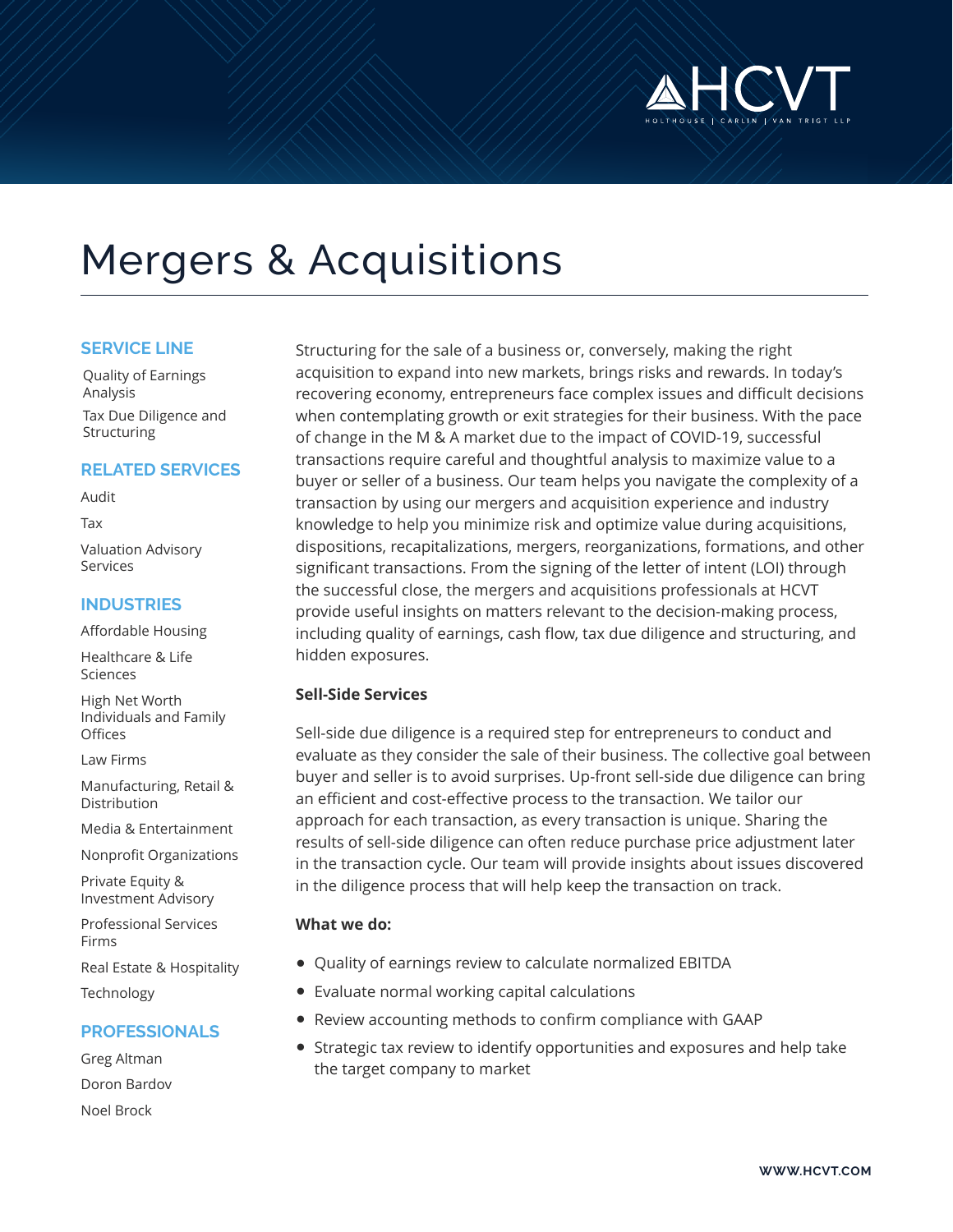# Mergers & Acquisitions

### SERVICE LINE

Quality of Earnings Analysis

Tax Due Diligence and Structuring

### RELATED SERVICES

Audit

Tax

Valuation Advisory Services

### INDUSTRIES

Affordable Housing

Healthcare & Life Sciences

High Net Worth Individuals and Family Offices

Law Firms

Manufacturing, Retail & Distribution

Media & Entertainment

Nonprofit Organizations

Private Equity & Investment Advisory

Professional Services Firms

Real Estate & Hospitality

Technology

### PROFESSIONALS

Greg Altman

Doron Bardov

Noel Brock

Structuring for the sale of a business or, conversely, making the right acquisition to expand into new markets, brings risks and rewards. In today's recovering economy, entrepreneurs face complex issues and difficult decisions when contemplating growth or exit strategies for their business. With the pace of change in the M & A market due to the impact of COVID-19, successful transactions require careful and thoughtful analysis to maximize value to a buyer or seller of a business. Our team helps you navigate the complexity of a transaction by using our mergers and acquisition experience and industry knowledge to help you minimize risk and optimize value during acquisitions, dispositions, recapitalizations, mergers, reorganizations, formations, and other significant transactions. From the signing of the letter of intent (LOI) through the successful close, the mergers and acquisitions professionals at HCVT provide useful insights on matters relevant to the decision-making process, including quality of earnings, cash flow, tax due diligence and structuring, and hidden exposures.

**Sell-Side Services**

Sell-side due diligence is a required step for entrepreneurs to conduct and evaluate as they consider the sale of their business. The collective goal between buyer and seller is to avoid surprises. Up-front sell-side due diligence can bring an efficient and cost-effective process to the transaction. We tailor our approach for each transaction, as every transaction is unique. Sharing the results of sell-side diligence can often reduce purchase price adjustment later in the transaction cycle. Our team will provide insights about issues discovered in the diligence process that will help keep the transaction on track.

**What we do:**

- Quality of earnings review to calculate normalized EBITDA
- Evaluate normal working capital calculations
- Review accounting methods to confirm compliance with GAAP
- Strategic tax review to identify opportunities and exposures and help take the target company to market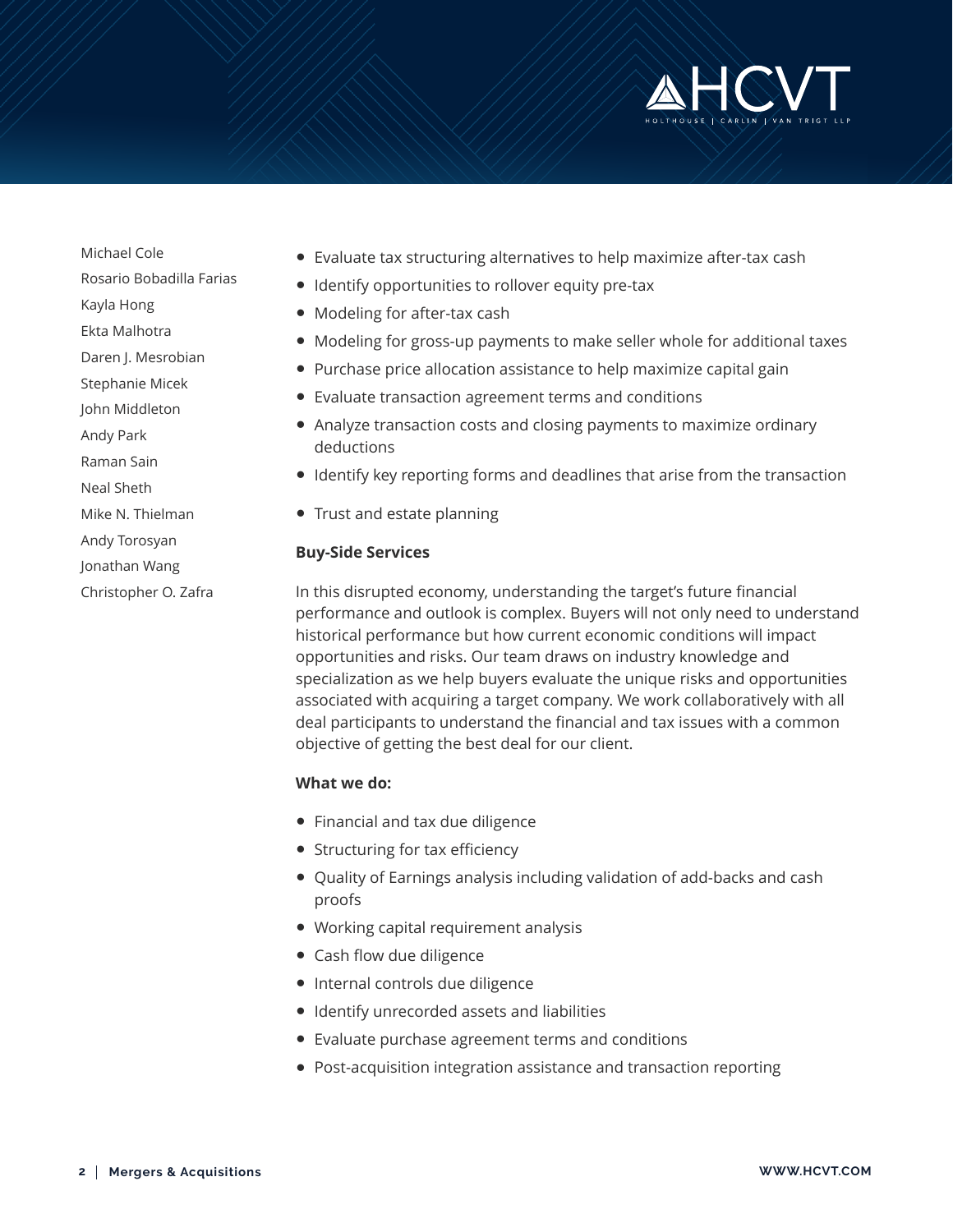Michael Cole
Rosario Bobadilla Farias
Kayla Hong
Ekta Malhotra
Daren J. Mesrobian
Stephanie Micek
John Middleton
Andy Park
Raman Sain
Neal Sheth
Mike N. Thielman
Andy Torosyan
Jonathan Wang
Christopher O. Zafra

- Evaluate tax structuring alternatives to help maximize after-tax cash
- Identify opportunities to rollover equity pre-tax
- Modeling for after-tax cash
- Modeling for gross-up payments to make seller whole for additional taxes
- Purchase price allocation assistance to help maximize capital gain
- Evaluate transaction agreement terms and conditions
- Analyze transaction costs and closing payments to maximize ordinary deductions
- Identify key reporting forms and deadlines that arise from the transaction
- Trust and estate planning

**Buy-Side Services**

In this disrupted economy, understanding the target's future financial performance and outlook is complex. Buyers will not only need to understand historical performance but how current economic conditions will impact opportunities and risks. Our team draws on industry knowledge and specialization as we help buyers evaluate the unique risks and opportunities associated with acquiring a target company. We work collaboratively with all deal participants to understand the financial and tax issues with a common objective of getting the best deal for our client.

**What we do:**

- Financial and tax due diligence
- Structuring for tax efficiency
- Quality of Earnings analysis including validation of add-backs and cash proofs
- Working capital requirement analysis
- Cash flow due diligence
- Internal controls due diligence
- Identify unrecorded assets and liabilities
- Evaluate purchase agreement terms and conditions
- Post-acquisition integration assistance and transaction reporting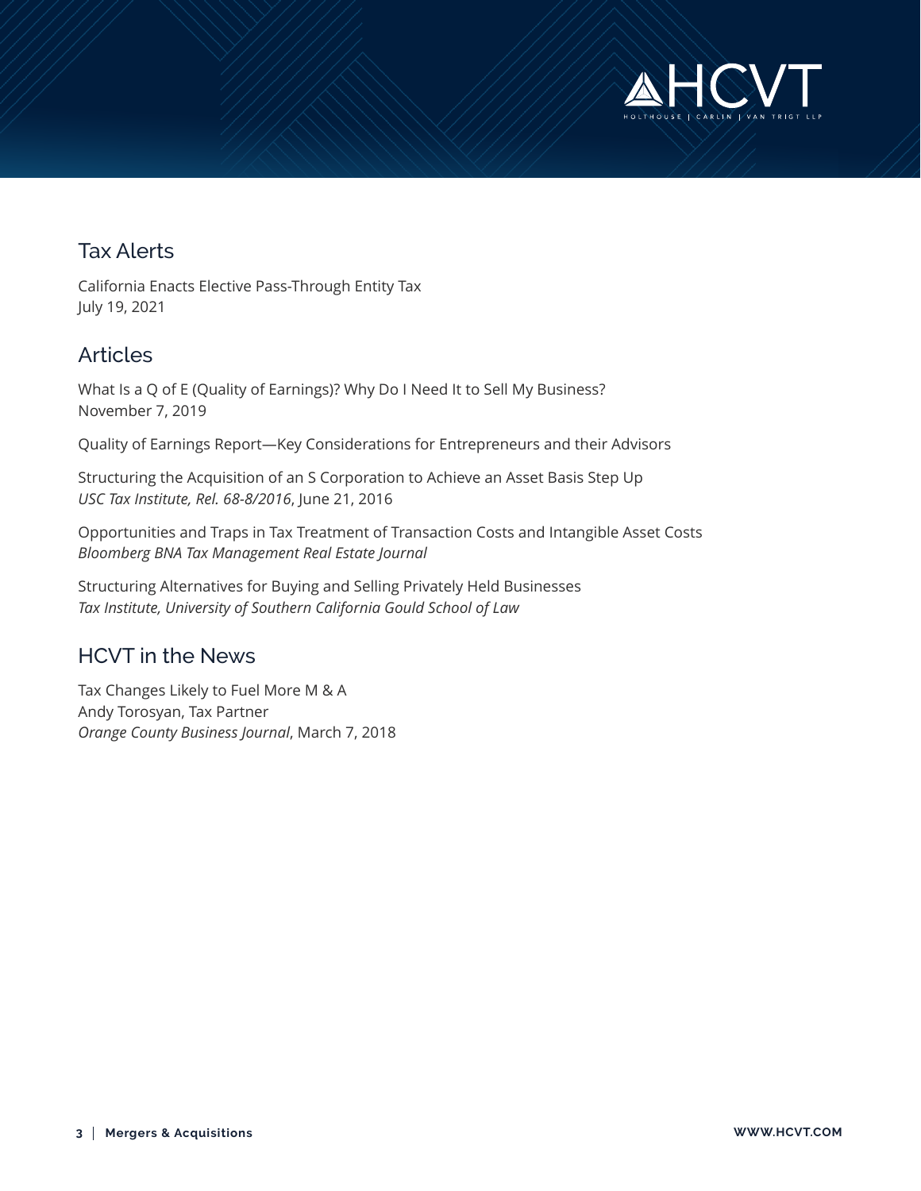## Tax Alerts

California Enacts Elective Pass-Through Entity Tax
July 19, 2021

## Articles

What Is a Q of E (Quality of Earnings)? Why Do I Need It to Sell My Business?
November 7, 2019

Quality of Earnings Report—Key Considerations for Entrepreneurs and their Advisors

Structuring the Acquisition of an S Corporation to Achieve an Asset Basis Step Up
*USC Tax Institute, Rel. 68-8/2016*, June 21, 2016

Opportunities and Traps in Tax Treatment of Transaction Costs and Intangible Asset Costs
*Bloomberg BNA Tax Management Real Estate Journal*

Structuring Alternatives for Buying and Selling Privately Held Businesses
*Tax Institute, University of Southern California Gould School of Law*

## HCVT in the News

Tax Changes Likely to Fuel More M & A
Andy Torosyan, Tax Partner
*Orange County Business Journal*, March 7, 2018